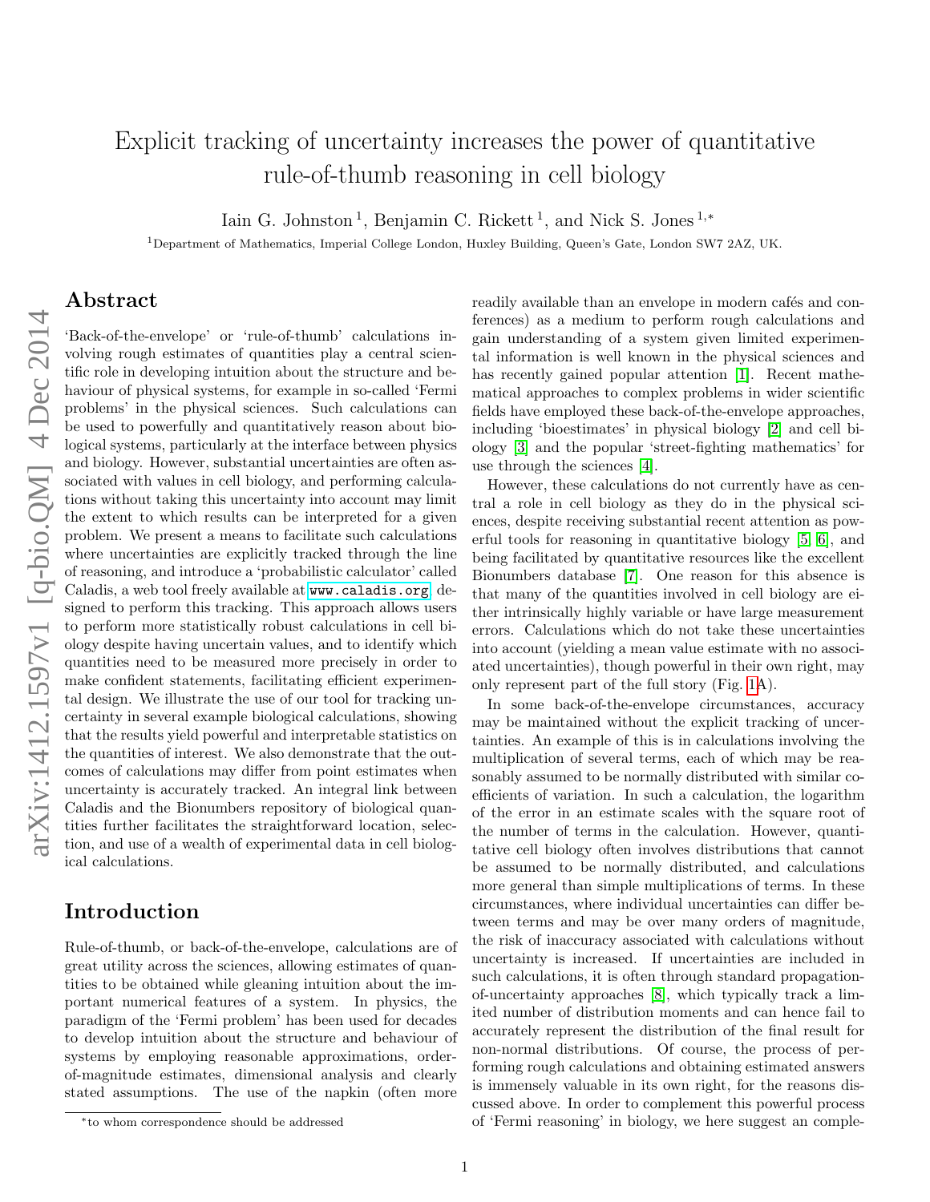# Explicit tracking of uncertainty increases the power of quantitative rule-of-thumb reasoning in cell biology

Iain G. Johnston [1], Benjamin C. Rickett [1], and Nick S. Jones [1,*]

[1]Department of Mathematics, Imperial College London, Huxley Building, Queen's Gate, London SW7 2AZ, UK.

## Abstract

'Back-of-the-envelope' or 'rule-of-thumb' calculations involving rough estimates of quantities play a central scientific role in developing intuition about the structure and behaviour of physical systems, for example in so-called 'Fermi problems' in the physical sciences. Such calculations can be used to powerfully and quantitatively reason about biological systems, particularly at the interface between physics and biology. However, substantial uncertainties are often associated with values in cell biology, and performing calculations without taking this uncertainty into account may limit the extent to which results can be interpreted for a given problem. We present a means to facilitate such calculations where uncertainties are explicitly tracked through the line of reasoning, and introduce a 'probabilistic calculator' called Caladis, a web tool freely available at www.caladis.org, designed to perform this tracking. This approach allows users to perform more statistically robust calculations in cell biology despite having uncertain values, and to identify which quantities need to be measured more precisely in order to make confident statements, facilitating efficient experimental design. We illustrate the use of our tool for tracking uncertainty in several example biological calculations, showing that the results yield powerful and interpretable statistics on the quantities of interest. We also demonstrate that the outcomes of calculations may differ from point estimates when uncertainty is accurately tracked. An integral link between Caladis and the Bionumbers repository of biological quantities further facilitates the straightforward location, selection, and use of a wealth of experimental data in cell biological calculations.

## Introduction

Rule-of-thumb, or back-of-the-envelope, calculations are of great utility across the sciences, allowing estimates of quantities to be obtained while gleaning intuition about the important numerical features of a system. In physics, the paradigm of the 'Fermi problem' has been used for decades to develop intuition about the structure and behaviour of systems by employing reasonable approximations, order-of-magnitude estimates, dimensional analysis and clearly stated assumptions. The use of the napkin (often more readily available than an envelope in modern cafés and conferences) as a medium to perform rough calculations and gain understanding of a system given limited experimental information is well known in the physical sciences and has recently gained popular attention [1]. Recent mathematical approaches to complex problems in wider scientific fields have employed these back-of-the-envelope approaches, including 'bioestimates' in physical biology [2] and cell biology [3] and the popular 'street-fighting mathematics' for use through the sciences [4].

However, these calculations do not currently have as central a role in cell biology as they do in the physical sciences, despite receiving substantial recent attention as powerful tools for reasoning in quantitative biology [5, 6], and being facilitated by quantitative resources like the excellent Bionumbers database [7]. One reason for this absence is that many of the quantities involved in cell biology are either intrinsically highly variable or have large measurement errors. Calculations which do not take these uncertainties into account (yielding a mean value estimate with no associated uncertainties), though powerful in their own right, may only represent part of the full story (Fig. 1A).

In some back-of-the-envelope circumstances, accuracy may be maintained without the explicit tracking of uncertainties. An example of this is in calculations involving the multiplication of several terms, each of which may be reasonably assumed to be normally distributed with similar coefficients of variation. In such a calculation, the logarithm of the error in an estimate scales with the square root of the number of terms in the calculation. However, quantitative cell biology often involves distributions that cannot be assumed to be normally distributed, and calculations more general than simple multiplications of terms. In these circumstances, where individual uncertainties can differ between terms and may be over many orders of magnitude, the risk of inaccuracy associated with calculations without uncertainty is increased. If uncertainties are included in such calculations, it is often through standard propagation-of-uncertainty approaches [8], which typically track a limited number of distribution moments and can hence fail to accurately represent the distribution of the final result for non-normal distributions. Of course, the process of performing rough calculations and obtaining estimated answers is immensely valuable in its own right, for the reasons discussed above. In order to complement this powerful process of 'Fermi reasoning' in biology, we here suggest an comple-

*to whom correspondence should be addressed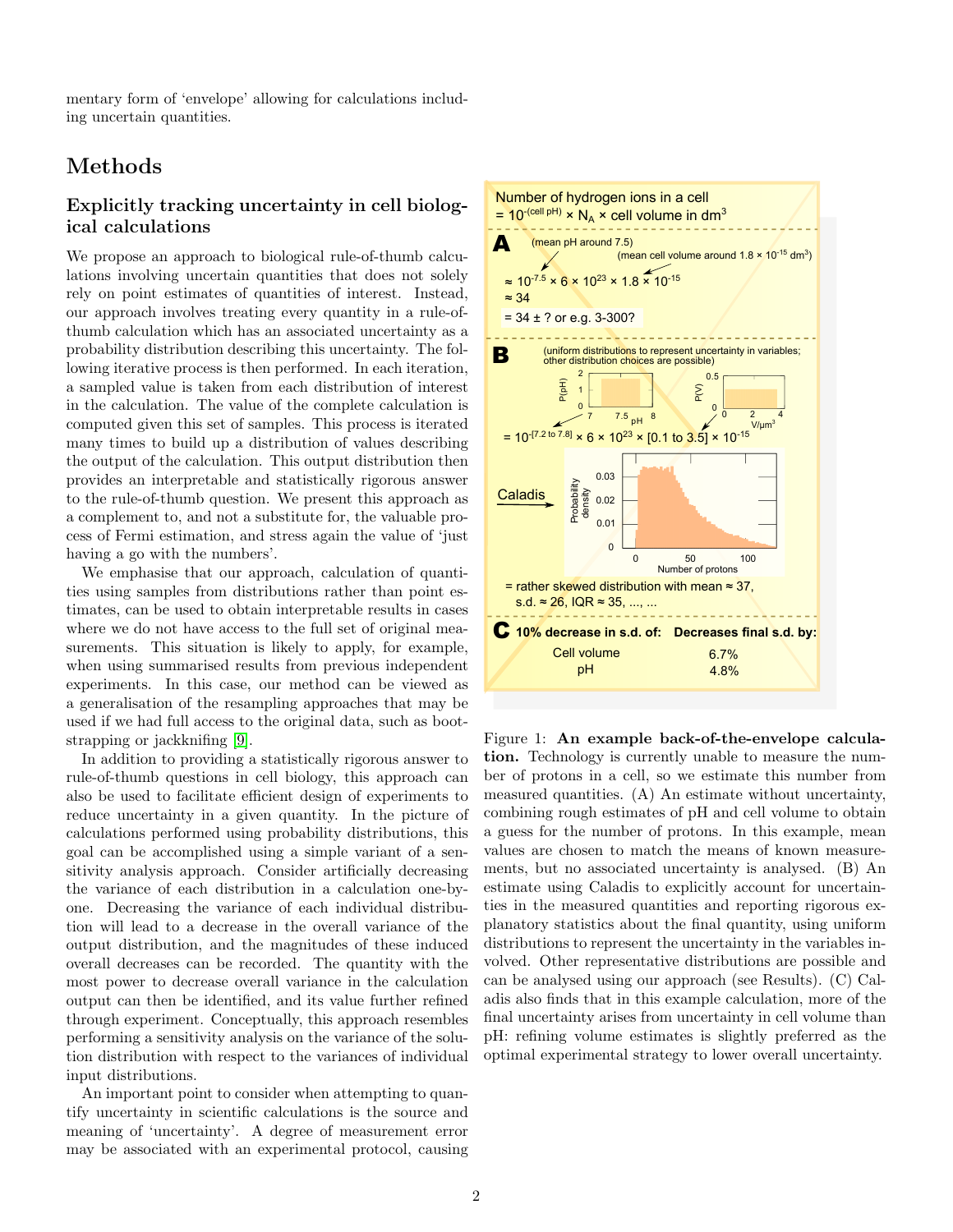mentary form of 'envelope' allowing for calculations including uncertain quantities.

# Methods

## Explicitly tracking uncertainty in cell biological calculations

We propose an approach to biological rule-of-thumb calculations involving uncertain quantities that does not solely rely on point estimates of quantities of interest. Instead, our approach involves treating every quantity in a rule-of-thumb calculation which has an associated uncertainty as a probability distribution describing this uncertainty. The following iterative process is then performed. In each iteration, a sampled value is taken from each distribution of interest in the calculation. The value of the complete calculation is computed given this set of samples. This process is iterated many times to build up a distribution of values describing the output of the calculation. This output distribution then provides an interpretable and statistically rigorous answer to the rule-of-thumb question. We present this approach as a complement to, and not a substitute for, the valuable process of Fermi estimation, and stress again the value of 'just having a go with the numbers'.

We emphasise that our approach, calculation of quantities using samples from distributions rather than point estimates, can be used to obtain interpretable results in cases where we do not have access to the full set of original measurements. This situation is likely to apply, for example, when using summarised results from previous independent experiments. In this case, our method can be viewed as a generalisation of the resampling approaches that may be used if we had full access to the original data, such as bootstrapping or jackknifing [9].

In addition to providing a statistically rigorous answer to rule-of-thumb questions in cell biology, this approach can also be used to facilitate efficient design of experiments to reduce uncertainty in a given quantity. In the picture of calculations performed using probability distributions, this goal can be accomplished using a simple variant of a sensitivity analysis approach. Consider artificially decreasing the variance of each distribution in a calculation one-by-one. Decreasing the variance of each individual distribution will lead to a decrease in the overall variance of the output distribution, and the magnitudes of these induced overall decreases can be recorded. The quantity with the most power to decrease overall variance in the calculation output can then be identified, and its value further refined through experiment. Conceptually, this approach resembles performing a sensitivity analysis on the variance of the solution distribution with respect to the variances of individual input distributions.

An important point to consider when attempting to quantify uncertainty in scientific calculations is the source and meaning of 'uncertainty'. A degree of measurement error may be associated with an experimental protocol, causing

Number of hydrogen ions in a cell
$= 10^{-(\text{cell pH})} \times N_A \times$ cell volume in $dm^3$

**A** (mean pH around 7.5) (mean cell volume around $1.8 \times 10^{-15}$ $dm^3$)

$\approx 10^{-7.5} \times 6 \times 10^{23} \times 1.8 \times 10^{-15}$
$\approx 34$
$= 34 \pm$ ? or e.g. 3-300?

**B** (uniform distributions to represent uncertainty in variables; other distribution choices are possible)

$= 10^{-[7.2 \text{ to } 7.8]} \times 6 \times 10^{23} \times [0.1 \text{ to } 3.5] \times 10^{-15}$

Caladis →

= rather skewed distribution with mean ≈ 37, s.d. ≈ 26, IQR ≈ 35, ..., ...

**C**

| 10% decrease in s.d. of: | Decreases final s.d. by: |
|---|---|
| Cell volume | 6.7% |
| pH | 4.8% |

Figure 1: **An example back-of-the-envelope calculation.** Technology is currently unable to measure the number of protons in a cell, so we estimate this number from measured quantities. (A) An estimate without uncertainty, combining rough estimates of pH and cell volume to obtain a guess for the number of protons. In this example, mean values are chosen to match the means of known measurements, but no associated uncertainty is analysed. (B) An estimate using Caladis to explicitly account for uncertainties in the measured quantities and reporting rigorous explanatory statistics about the final quantity, using uniform distributions to represent the uncertainty in the variables involved. Other representative distributions are possible and can be analysed using our approach (see Results). (C) Caladis also finds that in this example calculation, more of the final uncertainty arises from uncertainty in cell volume than pH: refining volume estimates is slightly preferred as the optimal experimental strategy to lower overall uncertainty.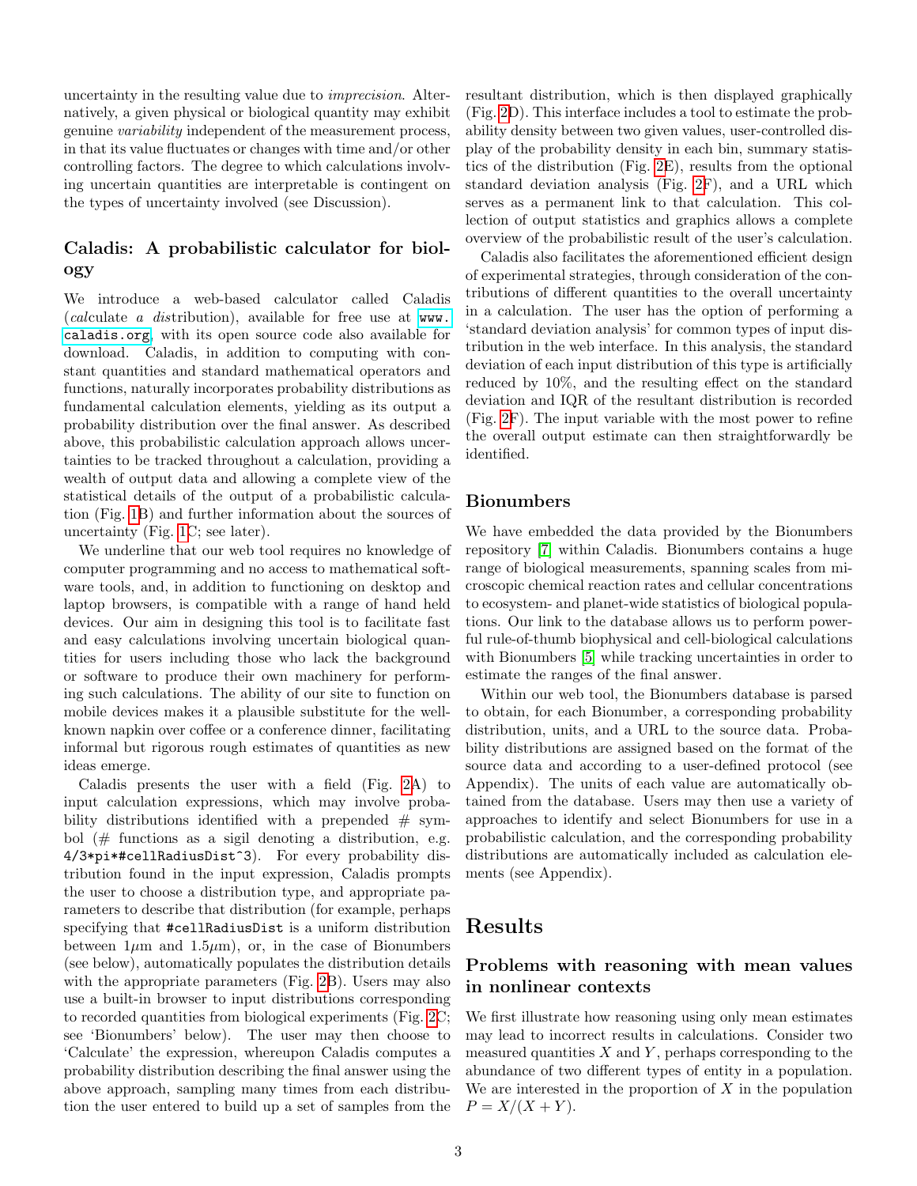uncertainty in the resulting value due to *imprecision*. Alternatively, a given physical or biological quantity may exhibit genuine *variability* independent of the measurement process, in that its value fluctuates or changes with time and/or other controlling factors. The degree to which calculations involving uncertain quantities are interpretable is contingent on the types of uncertainty involved (see Discussion).

### Caladis: A probabilistic calculator for biology

We introduce a web-based calculator called Caladis (*cal*culate *a dis*tribution), available for free use at www.caladis.org, with its open source code also available for download. Caladis, in addition to computing with constant quantities and standard mathematical operators and functions, naturally incorporates probability distributions as fundamental calculation elements, yielding as its output a probability distribution over the final answer. As described above, this probabilistic calculation approach allows uncertainties to be tracked throughout a calculation, providing a wealth of output data and allowing a complete view of the statistical details of the output of a probabilistic calculation (Fig. 1B) and further information about the sources of uncertainty (Fig. 1C; see later).

We underline that our web tool requires no knowledge of computer programming and no access to mathematical software tools, and, in addition to functioning on desktop and laptop browsers, is compatible with a range of hand held devices. Our aim in designing this tool is to facilitate fast and easy calculations involving uncertain biological quantities for users including those who lack the background or software to produce their own machinery for performing such calculations. The ability of our site to function on mobile devices makes it a plausible substitute for the well-known napkin over coffee or a conference dinner, facilitating informal but rigorous rough estimates of quantities as new ideas emerge.

Caladis presents the user with a field (Fig. 2A) to input calculation expressions, which may involve probability distributions identified with a prepended # symbol (# functions as a sigil denoting a distribution, e.g. `4/3*pi*#cellRadiusDist^3`). For every probability distribution found in the input expression, Caladis prompts the user to choose a distribution type, and appropriate parameters to describe that distribution (for example, perhaps specifying that `#cellRadiusDist` is a uniform distribution between $1\mu m$ and $1.5\mu m$), or, in the case of Bionumbers (see below), automatically populates the distribution details with the appropriate parameters (Fig. 2B). Users may also use a built-in browser to input distributions corresponding to recorded quantities from biological experiments (Fig. 2C; see 'Bionumbers' below). The user may then choose to 'Calculate' the expression, whereupon Caladis computes a probability distribution describing the final answer using the above approach, sampling many times from each distribution the user entered to build up a set of samples from the resultant distribution, which is then displayed graphically (Fig. 2D). This interface includes a tool to estimate the probability density between two given values, user-controlled display of the probability density in each bin, summary statistics of the distribution (Fig. 2E), results from the optional standard deviation analysis (Fig. 2F), and a URL which serves as a permanent link to that calculation. This collection of output statistics and graphics allows a complete overview of the probabilistic result of the user's calculation.

Caladis also facilitates the aforementioned efficient design of experimental strategies, through consideration of the contributions of different quantities to the overall uncertainty in a calculation. The user has the option of performing a 'standard deviation analysis' for common types of input distribution in the web interface. In this analysis, the standard deviation of each input distribution of this type is artificially reduced by 10%, and the resulting effect on the standard deviation and IQR of the resultant distribution is recorded (Fig. 2F). The input variable with the most power to refine the overall output estimate can then straightforwardly be identified.

### Bionumbers

We have embedded the data provided by the Bionumbers repository [7] within Caladis. Bionumbers contains a huge range of biological measurements, spanning scales from microscopic chemical reaction rates and cellular concentrations to ecosystem- and planet-wide statistics of biological populations. Our link to the database allows us to perform powerful rule-of-thumb biophysical and cell-biological calculations with Bionumbers [5] while tracking uncertainties in order to estimate the ranges of the final answer.

Within our web tool, the Bionumbers database is parsed to obtain, for each Bionumber, a corresponding probability distribution, units, and a URL to the source data. Probability distributions are assigned based on the format of the source data and according to a user-defined protocol (see Appendix). The units of each value are automatically obtained from the database. Users may then use a variety of approaches to identify and select Bionumbers for use in a probabilistic calculation, and the corresponding probability distributions are automatically included as calculation elements (see Appendix).

## Results

### Problems with reasoning with mean values in nonlinear contexts

We first illustrate how reasoning using only mean estimates may lead to incorrect results in calculations. Consider two measured quantities $X$ and $Y$, perhaps corresponding to the abundance of two different types of entity in a population. We are interested in the proportion of $X$ in the population $P = X/(X + Y)$.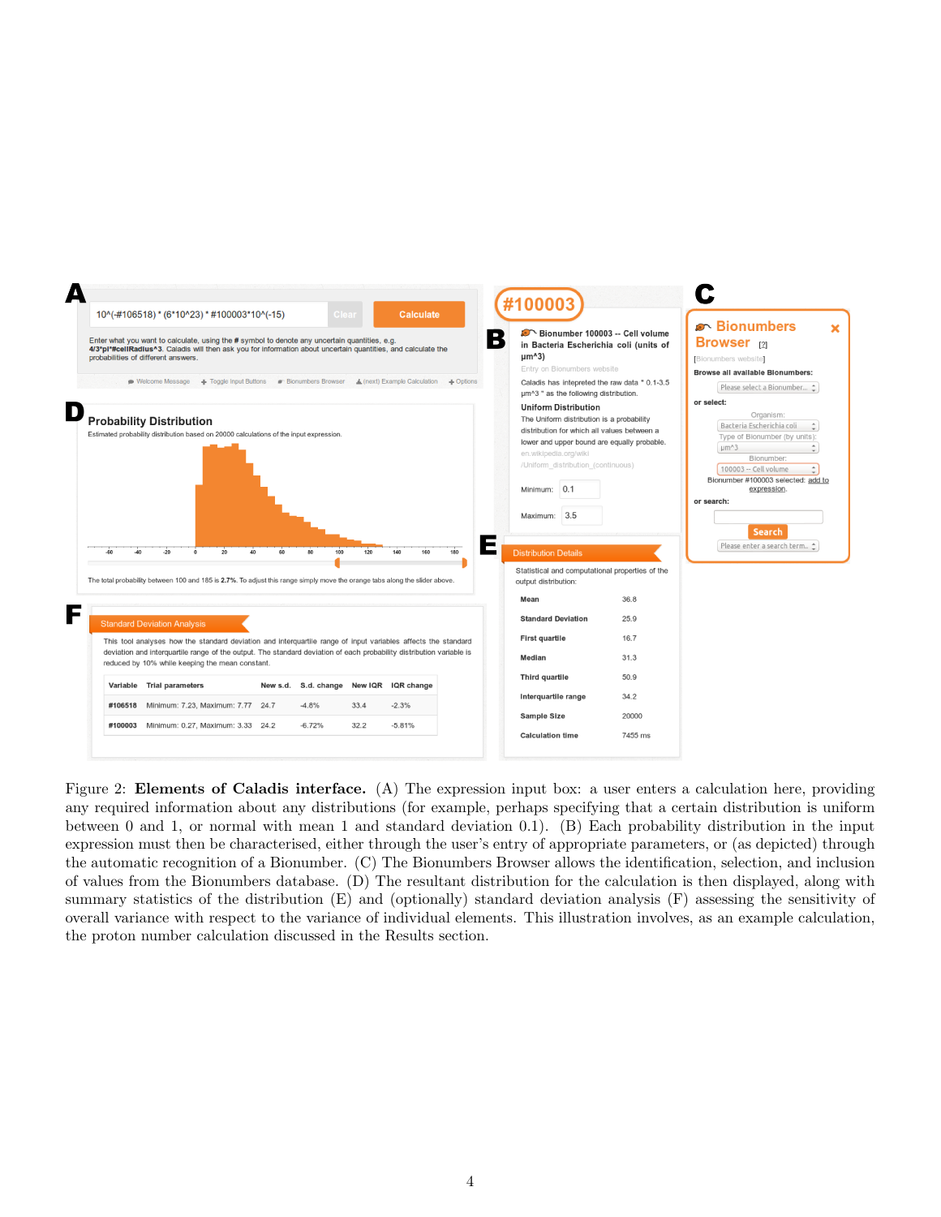Figure 2: **Elements of Caladis interface.** (A) The expression input box: a user enters a calculation here, providing any required information about any distributions (for example, perhaps specifying that a certain distribution is uniform between 0 and 1, or normal with mean 1 and standard deviation 0.1). (B) Each probability distribution in the input expression must then be characterised, either through the user's entry of appropriate parameters, or (as depicted) through the automatic recognition of a Bionumber. (C) The Bionumbers Browser allows the identification, selection, and inclusion of values from the Bionumbers database. (D) The resultant distribution for the calculation is then displayed, along with summary statistics of the distribution (E) and (optionally) standard deviation analysis (F) assessing the sensitivity of overall variance with respect to the variance of individual elements. This illustration involves, as an example calculation, the proton number calculation discussed in the Results section.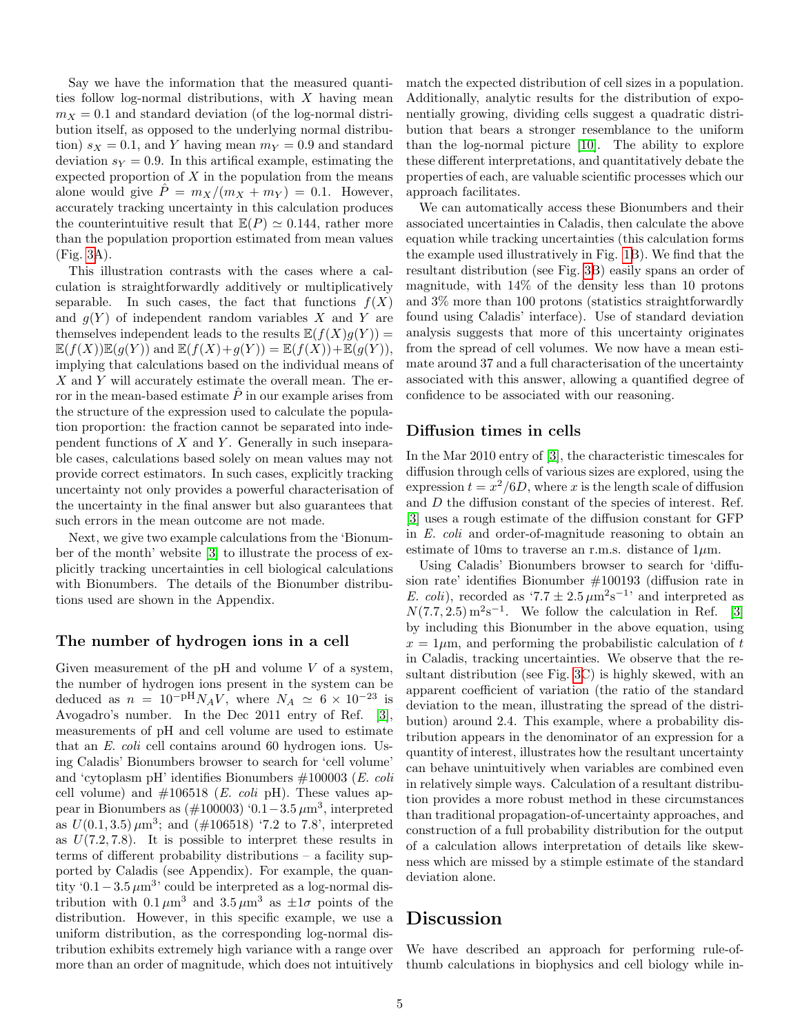Say we have the information that the measured quantities follow log-normal distributions, with $X$ having mean $m_X = 0.1$ and standard deviation (of the log-normal distribution itself, as opposed to the underlying normal distribution) $s_X = 0.1$, and $Y$ having mean $m_Y = 0.9$ and standard deviation $s_Y = 0.9$. In this artifical example, estimating the expected proportion of $X$ in the population from the means alone would give $\hat{P} = m_X/(m_X + m_Y) = 0.1$. However, accurately tracking uncertainty in this calculation produces the counterintuitive result that $\mathbb{E}(P) \simeq 0.144$, rather more than the population proportion estimated from mean values (Fig. 3A).

This illustration contrasts with the cases where a calculation is straightforwardly additively or multiplicatively separable. In such cases, the fact that functions $f(X)$ and $g(Y)$ of independent random variables $X$ and $Y$ are themselves independent leads to the results $\mathbb{E}(f(X)g(Y)) = \mathbb{E}(f(X))\mathbb{E}(g(Y))$ and $\mathbb{E}(f(X)+g(Y)) = \mathbb{E}(f(X))+\mathbb{E}(g(Y))$, implying that calculations based on the individual means of $X$ and $Y$ will accurately estimate the overall mean. The error in the mean-based estimate $\hat{P}$ in our example arises from the structure of the expression used to calculate the population proportion: the fraction cannot be separated into independent functions of $X$ and $Y$. Generally in such inseparable cases, calculations based solely on mean values may not provide correct estimators. In such cases, explicitly tracking uncertainty not only provides a powerful characterisation of the uncertainty in the final answer but also guarantees that such errors in the mean outcome are not made.

Next, we give two example calculations from the 'Bionumber of the month' website [3] to illustrate the process of explicitly tracking uncertainties in cell biological calculations with Bionumbers. The details of the Bionumber distributions used are shown in the Appendix.

### The number of hydrogen ions in a cell

Given measurement of the pH and volume $V$ of a system, the number of hydrogen ions present in the system can be deduced as $n = 10^{-\text{pH}} N_A V$, where $N_A \simeq 6 \times 10^{-23}$ is Avogadro's number. In the Dec 2011 entry of Ref. [3], measurements of pH and cell volume are used to estimate that an *E. coli* cell contains around 60 hydrogen ions. Using Caladis' Bionumbers browser to search for 'cell volume' and 'cytoplasm pH' identifies Bionumbers #100003 (*E. coli* cell volume) and #106518 (*E. coli* pH). These values appear in Bionumbers as (#100003) '$0.1 - 3.5\,\mu\text{m}^3$', interpreted as $U(0.1, 3.5)\,\mu\text{m}^3$; and (#106518) '7.2 to 7.8', interpreted as $U(7.2, 7.8)$. It is possible to interpret these results in terms of different probability distributions – a facility supported by Caladis (see Appendix). For example, the quantity '$0.1 - 3.5\,\mu\text{m}^3$' could be interpreted as a log-normal distribution with $0.1\,\mu\text{m}^3$ and $3.5\,\mu\text{m}^3$ as $\pm 1\sigma$ points of the distribution. However, in this specific example, we use a uniform distribution, as the corresponding log-normal distribution exhibits extremely high variance with a range over more than an order of magnitude, which does not intuitively match the expected distribution of cell sizes in a population. Additionally, analytic results for the distribution of exponentially growing, dividing cells suggest a quadratic distribution that bears a stronger resemblance to the uniform than the log-normal picture [10]. The ability to explore these different interpretations, and quantitatively debate the properties of each, are valuable scientific processes which our approach facilitates.

We can automatically access these Bionumbers and their associated uncertainties in Caladis, then calculate the above equation while tracking uncertainties (this calculation forms the example used illustratively in Fig. 1B). We find that the resultant distribution (see Fig. 3B) easily spans an order of magnitude, with 14% of the density less than 10 protons and 3% more than 100 protons (statistics straightforwardly found using Caladis' interface). Use of standard deviation analysis suggests that more of this uncertainty originates from the spread of cell volumes. We now have a mean estimate around 37 and a full characterisation of the uncertainty associated with this answer, allowing a quantified degree of confidence to be associated with our reasoning.

### Diffusion times in cells

In the Mar 2010 entry of [3], the characteristic timescales for diffusion through cells of various sizes are explored, using the expression $t = x^2/6D$, where $x$ is the length scale of diffusion and $D$ the diffusion constant of the species of interest. Ref. [3] uses a rough estimate of the diffusion constant for GFP in *E. coli* and order-of-magnitude reasoning to obtain an estimate of 10ms to traverse an r.m.s. distance of $1\mu$m.

Using Caladis' Bionumbers browser to search for 'diffusion rate' identifies Bionumber #100193 (diffusion rate in *E. coli*), recorded as '$7.7 \pm 2.5\,\mu\text{m}^2\text{s}^{-1}$' and interpreted as $N(7.7, 2.5)\,\text{m}^2\text{s}^{-1}$. We follow the calculation in Ref. [3] by including this Bionumber in the above equation, using $x = 1\mu$m, and performing the probabilistic calculation of $t$ in Caladis, tracking uncertainties. We observe that the resultant distribution (see Fig. 3C) is highly skewed, with an apparent coefficient of variation (the ratio of the standard deviation to the mean, illustrating the spread of the distribution) around 2.4. This example, where a probability distribution appears in the denominator of an expression for a quantity of interest, illustrates how the resultant uncertainty can behave unintuitively when variables are combined even in relatively simple ways. Calculation of a resultant distribution provides a more robust method in these circumstances than traditional propagation-of-uncertainty approaches, and construction of a full probability distribution for the output of a calculation allows interpretation of details like skewness which are missed by a stimple estimate of the standard deviation alone.

## Discussion

We have described an approach for performing rule-of-thumb calculations in biophysics and cell biology while in-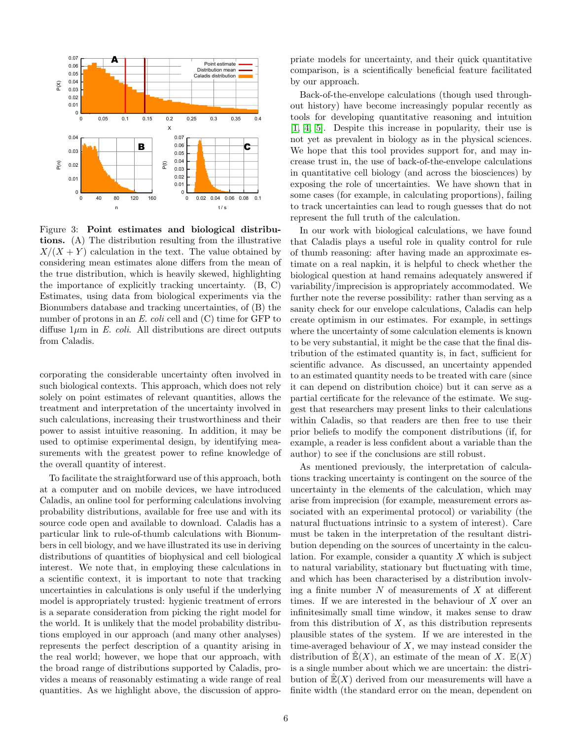Figure 3: **Point estimates and biological distributions.** (A) The distribution resulting from the illustrative $X/(X+Y)$ calculation in the text. The value obtained by considering mean estimates alone differs from the mean of the true distribution, which is heavily skewed, highlighting the importance of explicitly tracking uncertainty. (B, C) Estimates, using data from biological experiments via the Bionumbers database and tracking uncertainties, of (B) the number of protons in an *E. coli* cell and (C) time for GFP to diffuse 1$\mu$m in *E. coli*. All distributions are direct outputs from Caladis.

corporating the considerable uncertainty often involved in such biological contexts. This approach, which does not rely solely on point estimates of relevant quantities, allows the treatment and interpretation of the uncertainty involved in such calculations, increasing their trustworthiness and their power to assist intuitive reasoning. In addition, it may be used to optimise experimental design, by identifying measurements with the greatest power to refine knowledge of the overall quantity of interest.

To facilitate the straightforward use of this approach, both at a computer and on mobile devices, we have introduced Caladis, an online tool for performing calculations involving probability distributions, available for free use and with its source code open and available to download. Caladis has a particular link to rule-of-thumb calculations with Bionumbers in cell biology, and we have illustrated its use in deriving distributions of quantities of biophysical and cell biological interest. We note that, in employing these calculations in a scientific context, it is important to note that tracking uncertainties in calculations is only useful if the underlying model is appropriately trusted: hygienic treatment of errors is a separate consideration from picking the right model for the world. It is unlikely that the model probability distributions employed in our approach (and many other analyses) represents the perfect description of a quantity arising in the real world; however, we hope that our approach, with the broad range of distributions supported by Caladis, provides a means of reasonably estimating a wide range of real quantities. As we highlight above, the discussion of appropriate models for uncertainty, and their quick quantitative comparison, is a scientifically beneficial feature facilitated by our approach.

Back-of-the-envelope calculations (though used throughout history) have become increasingly popular recently as tools for developing quantitative reasoning and intuition [1, 4, 5]. Despite this increase in popularity, their use is not yet as prevalent in biology as in the physical sciences. We hope that this tool provides support for, and may increase trust in, the use of back-of-the-envelope calculations in quantitative cell biology (and across the biosciences) by exposing the role of uncertainties. We have shown that in some cases (for example, in calculating proportions), failing to track uncertainties can lead to rough guesses that do not represent the full truth of the calculation.

In our work with biological calculations, we have found that Caladis plays a useful role in quality control for rule of thumb reasoning: after having made an approximate estimate on a real napkin, it is helpful to check whether the biological question at hand remains adequately answered if variability/imprecision is appropriately accommodated. We further note the reverse possibility: rather than serving as a sanity check for our envelope calculations, Caladis can help create optimism in our estimates. For example, in settings where the uncertainty of some calculation elements is known to be very substantial, it might be the case that the final distribution of the estimated quantity is, in fact, sufficient for scientific advance. As discussed, an uncertainty appended to an estimated quantity needs to be treated with care (since it can depend on distribution choice) but it can serve as a partial certificate for the relevance of the estimate. We suggest that researchers may present links to their calculations within Caladis, so that readers are then free to use their prior beliefs to modify the component distributions (if, for example, a reader is less confident about a variable than the author) to see if the conclusions are still robust.

As mentioned previously, the interpretation of calculations tracking uncertainty is contingent on the source of the uncertainty in the elements of the calculation, which may arise from imprecision (for example, measurement errors associated with an experimental protocol) or variability (the natural fluctuations intrinsic to a system of interest). Care must be taken in the interpretation of the resultant distribution depending on the sources of uncertainty in the calculation. For example, consider a quantity $X$ which is subject to natural variability, stationary but fluctuating with time, and which has been characterised by a distribution involving a finite number $N$ of measurements of $X$ at different times. If we are interested in the behaviour of $X$ over an infinitesimally small time window, it makes sense to draw from this distribution of $X$, as this distribution represents plausible states of the system. If we are interested in the time-averaged behaviour of $X$, we may instead consider the distribution of $\hat{\mathbb{E}}(X)$, an estimate of the mean of $X$. $\mathbb{E}(X)$ is a single number about which we are uncertain: the distribution of $\hat{\mathbb{E}}(X)$ derived from our measurements will have a finite width (the standard error on the mean, dependent on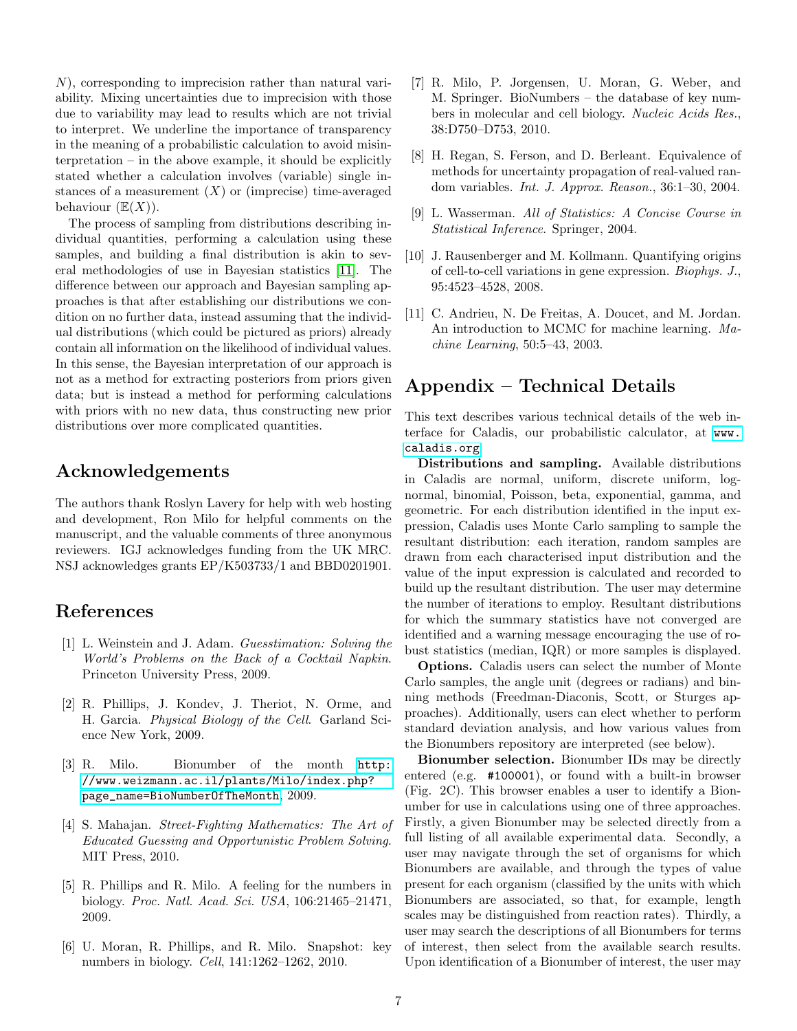$N$), corresponding to imprecision rather than natural variability. Mixing uncertainties due to imprecision with those due to variability may lead to results which are not trivial to interpret. We underline the importance of transparency in the meaning of a probabilistic calculation to avoid misinterpretation – in the above example, it should be explicitly stated whether a calculation involves (variable) single instances of a measurement ($X$) or (imprecise) time-averaged behaviour ($\mathbb{E}(X)$).

The process of sampling from distributions describing individual quantities, performing a calculation using these samples, and building a final distribution is akin to several methodologies of use in Bayesian statistics [11]. The difference between our approach and Bayesian sampling approaches is that after establishing our distributions we condition on no further data, instead assuming that the individual distributions (which could be pictured as priors) already contain all information on the likelihood of individual values. In this sense, the Bayesian interpretation of our approach is not as a method for extracting posteriors from priors given data; but is instead a method for performing calculations with priors with no new data, thus constructing new prior distributions over more complicated quantities.

## Acknowledgements

The authors thank Roslyn Lavery for help with web hosting and development, Ron Milo for helpful comments on the manuscript, and the valuable comments of three anonymous reviewers. IGJ acknowledges funding from the UK MRC. NSJ acknowledges grants EP/K503733/1 and BBD0201901.

## References

[1] L. Weinstein and J. Adam. *Guesstimation: Solving the World's Problems on the Back of a Cocktail Napkin*. Princeton University Press, 2009.

[2] R. Phillips, J. Kondev, J. Theriot, N. Orme, and H. Garcia. *Physical Biology of the Cell*. Garland Science New York, 2009.

[3] R. Milo. Bionumber of the month http://www.weizmann.ac.il/plants/Milo/index.php?page_name=BioNumberOfTheMonth, 2009.

[4] S. Mahajan. *Street-Fighting Mathematics: The Art of Educated Guessing and Opportunistic Problem Solving*. MIT Press, 2010.

[5] R. Phillips and R. Milo. A feeling for the numbers in biology. *Proc. Natl. Acad. Sci. USA*, 106:21465–21471, 2009.

[6] U. Moran, R. Phillips, and R. Milo. Snapshot: key numbers in biology. *Cell*, 141:1262–1262, 2010.

[7] R. Milo, P. Jorgensen, U. Moran, G. Weber, and M. Springer. BioNumbers – the database of key numbers in molecular and cell biology. *Nucleic Acids Res.*, 38:D750–D753, 2010.

[8] H. Regan, S. Ferson, and D. Berleant. Equivalence of methods for uncertainty propagation of real-valued random variables. *Int. J. Approx. Reason.*, 36:1–30, 2004.

[9] L. Wasserman. *All of Statistics: A Concise Course in Statistical Inference*. Springer, 2004.

[10] J. Rausenberger and M. Kollmann. Quantifying origins of cell-to-cell variations in gene expression. *Biophys. J.*, 95:4523–4528, 2008.

[11] C. Andrieu, N. De Freitas, A. Doucet, and M. Jordan. An introduction to MCMC for machine learning. *Machine Learning*, 50:5–43, 2003.

## Appendix – Technical Details

This text describes various technical details of the web interface for Caladis, our probabilistic calculator, at www.caladis.org.

**Distributions and sampling.** Available distributions in Caladis are normal, uniform, discrete uniform, log-normal, binomial, Poisson, beta, exponential, gamma, and geometric. For each distribution identified in the input expression, Caladis uses Monte Carlo sampling to sample the resultant distribution: each iteration, random samples are drawn from each characterised input distribution and the value of the input expression is calculated and recorded to build up the resultant distribution. The user may determine the number of iterations to employ. Resultant distributions for which the summary statistics have not converged are identified and a warning message encouraging the use of robust statistics (median, IQR) or more samples is displayed.

**Options.** Caladis users can select the number of Monte Carlo samples, the angle unit (degrees or radians) and binning methods (Freedman-Diaconis, Scott, or Sturges approaches). Additionally, users can elect whether to perform standard deviation analysis, and how various values from the Bionumbers repository are interpreted (see below).

**Bionumber selection.** Bionumber IDs may be directly entered (e.g. `#100001`), or found with a built-in browser (Fig. 2C). This browser enables a user to identify a Bionumber for use in calculations using one of three approaches. Firstly, a given Bionumber may be selected directly from a full listing of all available experimental data. Secondly, a user may navigate through the set of organisms for which Bionumbers are available, and through the types of value present for each organism (classified by the units with which Bionumbers are associated, so that, for example, length scales may be distinguished from reaction rates). Thirdly, a user may search the descriptions of all Bionumbers for terms of interest, then select from the available search results. Upon identification of a Bionumber of interest, the user may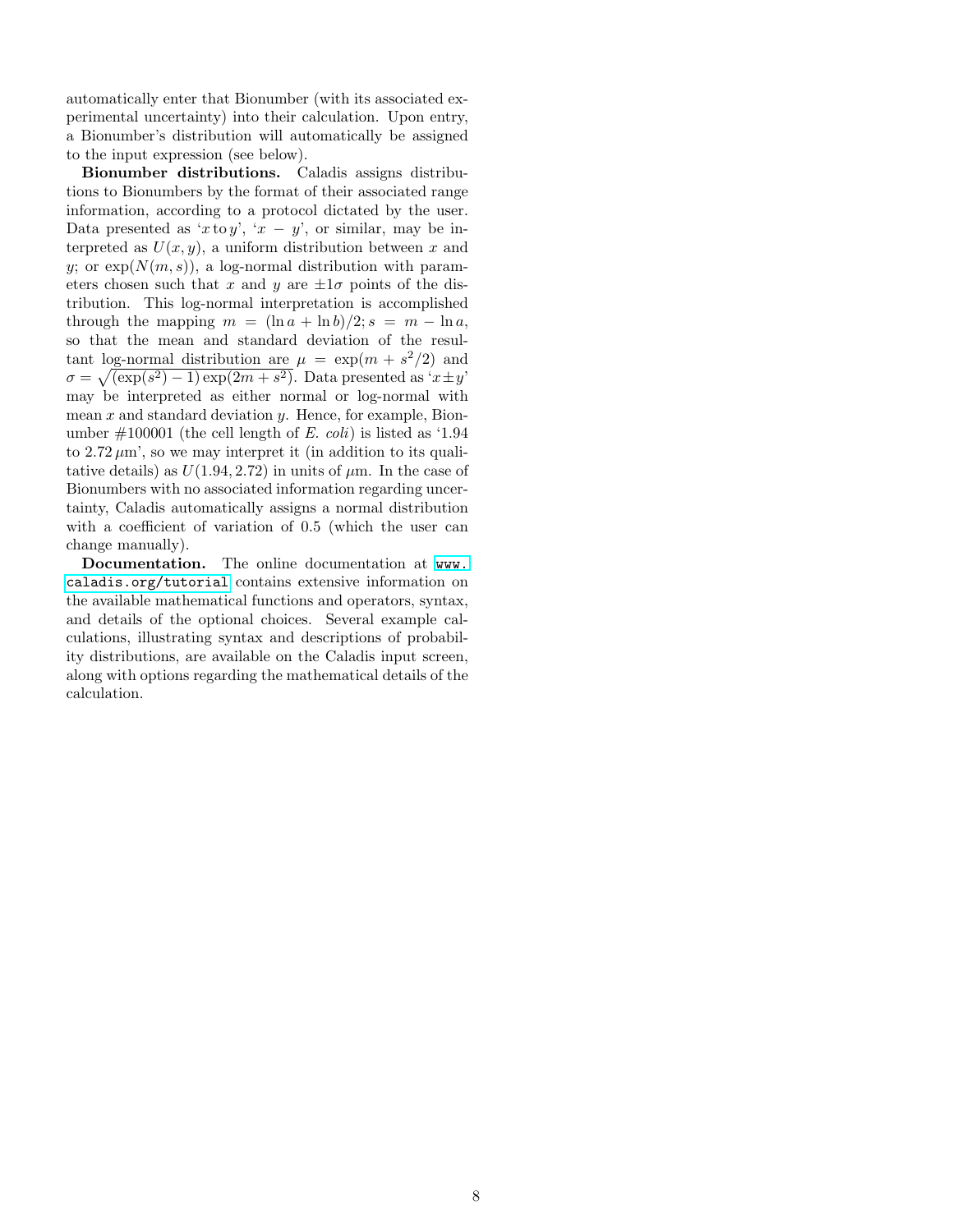automatically enter that Bionumber (with its associated experimental uncertainty) into their calculation. Upon entry, a Bionumber's distribution will automatically be assigned to the input expression (see below).

**Bionumber distributions.** Caladis assigns distributions to Bionumbers by the format of their associated range information, according to a protocol dictated by the user. Data presented as '$x$ to $y$', '$x - y$', or similar, may be interpreted as $U(x, y)$, a uniform distribution between $x$ and $y$; or $\exp(N(m, s))$, a log-normal distribution with parameters chosen such that $x$ and $y$ are $\pm 1\sigma$ points of the distribution. This log-normal interpretation is accomplished through the mapping $m = (\ln a + \ln b)/2; s = m - \ln a$, so that the mean and standard deviation of the resultant log-normal distribution are $\mu = \exp(m + s^2/2)$ and $\sigma = \sqrt{(\exp(s^2) - 1)\exp(2m + s^2)}$. Data presented as '$x \pm y$' may be interpreted as either normal or log-normal with mean $x$ and standard deviation $y$. Hence, for example, Bionumber #100001 (the cell length of *E. coli*) is listed as '1.94 to 2.72 $\mu$m', so we may interpret it (in addition to its qualitative details) as $U(1.94, 2.72)$ in units of $\mu$m. In the case of Bionumbers with no associated information regarding uncertainty, Caladis automatically assigns a normal distribution with a coefficient of variation of 0.5 (which the user can change manually).

**Documentation.** The online documentation at www.caladis.org/tutorial contains extensive information on the available mathematical functions and operators, syntax, and details of the optional choices. Several example calculations, illustrating syntax and descriptions of probability distributions, are available on the Caladis input screen, along with options regarding the mathematical details of the calculation.